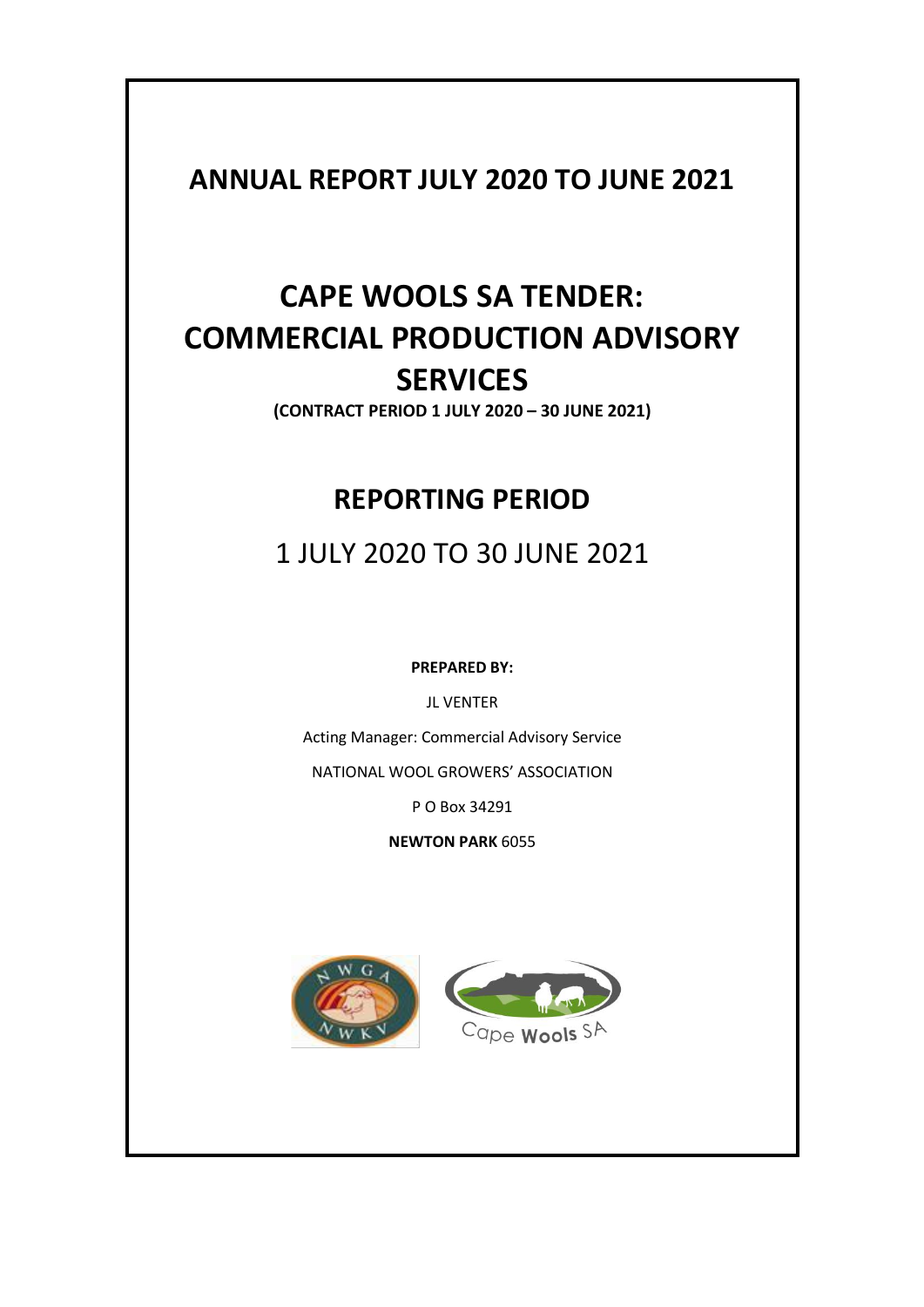# ANNUAL REPORT JULY 2020 TO JUNE 2021

# CAPE WOOLS SA TENDER: COMMERCIAL PRODUCTION ADVISORY SERVICES

**(CONTRACT PERIOD 1 JULY 2020 – 30 JUNE 2021)**

## REPORTING PERIOD

## 1 JULY 2020 TO 30 JUNE 2021

**PREPARED BY:**

JL VENTER

Acting Manager: Commercial Advisory Service

NATIONAL WOOL GROWERS' ASSOCIATION

P O Box 34291

**NEWTON PARK** 6055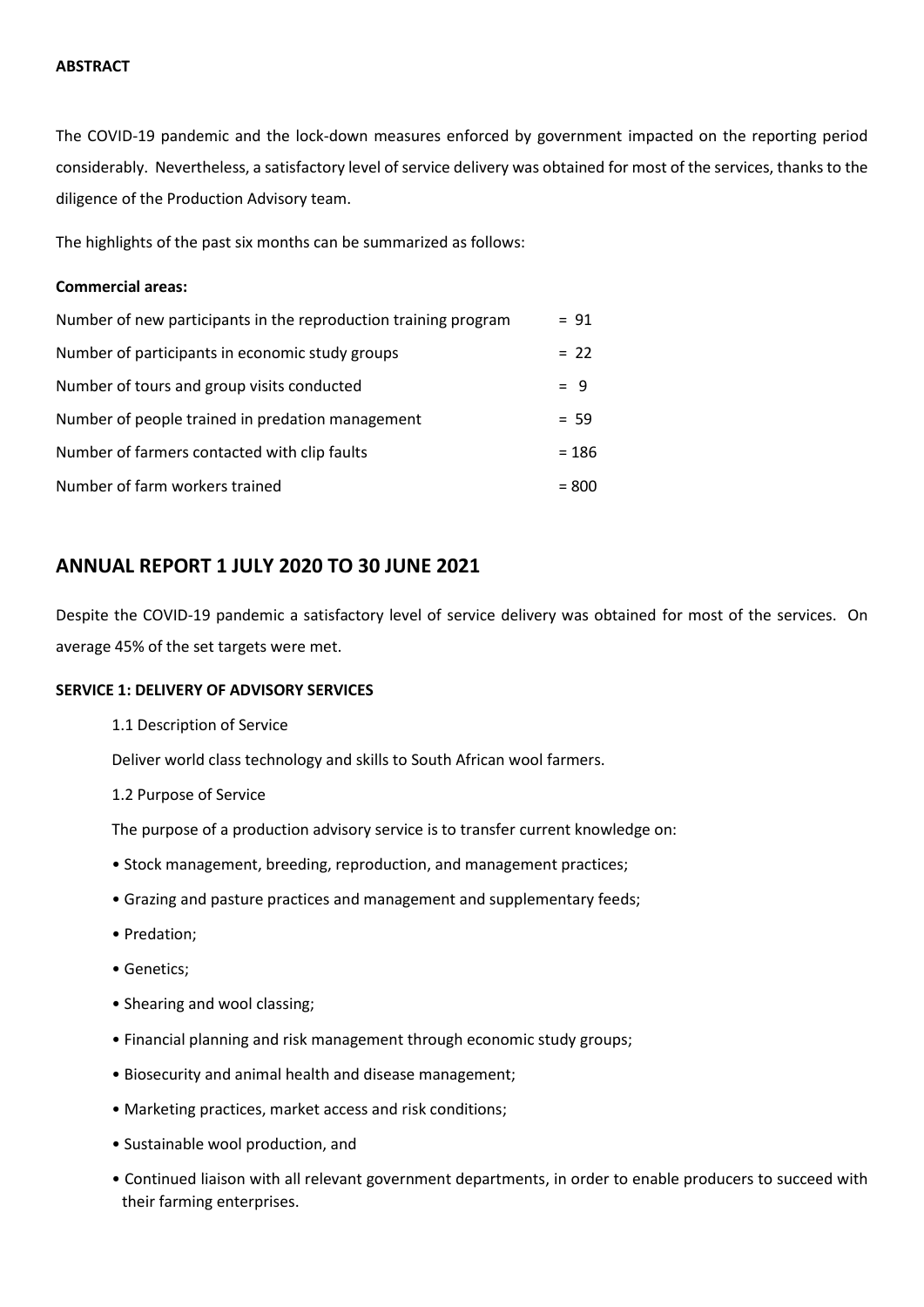**ABSTRACT**

The COVID-19 pandemic and the lock-down measures enforced by government impacted on the reporting period considerably. Nevertheless, a satisfactory level of service delivery was obtained for most of the services, thanks to the diligence of the Production Advisory team.

The highlights of the past six months can be summarized as follows:

**Commercial areas:**

| | |
|---|---|
| Number of new participants in the reproduction training program | = 91 |
| Number of participants in economic study groups | = 22 |
| Number of tours and group visits conducted | = 9 |
| Number of people trained in predation management | = 59 |
| Number of farmers contacted with clip faults | = 186 |
| Number of farm workers trained | = 800 |

## ANNUAL REPORT 1 JULY 2020 TO 30 JUNE 2021

Despite the COVID-19 pandemic a satisfactory level of service delivery was obtained for most of the services. On average 45% of the set targets were met.

**SERVICE 1: DELIVERY OF ADVISORY SERVICES**

1.1 Description of Service

Deliver world class technology and skills to South African wool farmers.

1.2 Purpose of Service

The purpose of a production advisory service is to transfer current knowledge on:

- Stock management, breeding, reproduction, and management practices;
- Grazing and pasture practices and management and supplementary feeds;
- Predation;
- Genetics;
- Shearing and wool classing;
- Financial planning and risk management through economic study groups;
- Biosecurity and animal health and disease management;
- Marketing practices, market access and risk conditions;
- Sustainable wool production, and
- Continued liaison with all relevant government departments, in order to enable producers to succeed with their farming enterprises.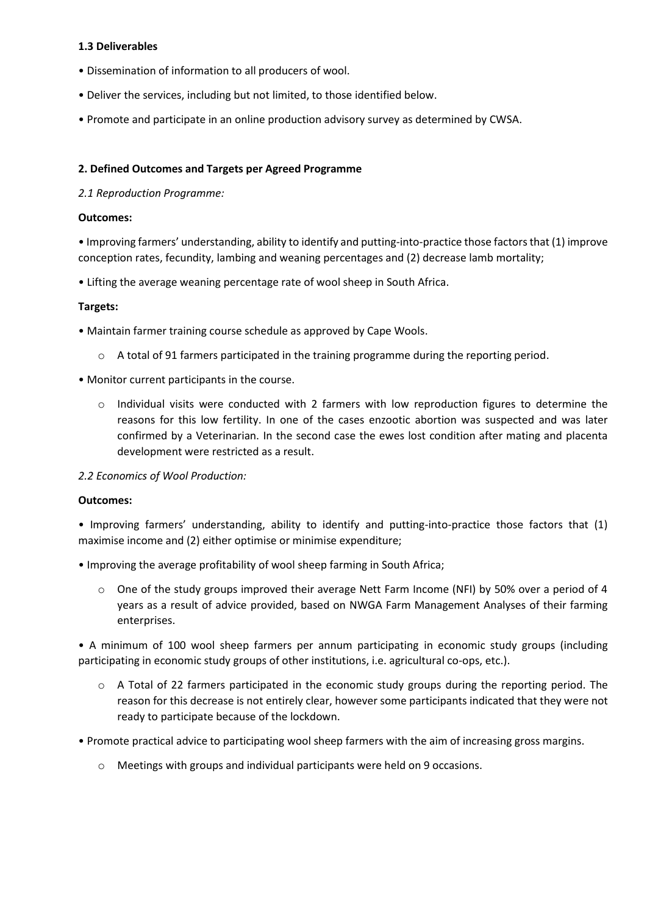**1.3 Deliverables**

- Dissemination of information to all producers of wool.
- Deliver the services, including but not limited, to those identified below.
- Promote and participate in an online production advisory survey as determined by CWSA.

**2. Defined Outcomes and Targets per Agreed Programme**

*2.1 Reproduction Programme:*

**Outcomes:**

- Improving farmers' understanding, ability to identify and putting-into-practice those factors that (1) improve conception rates, fecundity, lambing and weaning percentages and (2) decrease lamb mortality;
- Lifting the average weaning percentage rate of wool sheep in South Africa.

**Targets:**

- Maintain farmer training course schedule as approved by Cape Wools.
    - A total of 91 farmers participated in the training programme during the reporting period.
- Monitor current participants in the course.
    - Individual visits were conducted with 2 farmers with low reproduction figures to determine the reasons for this low fertility. In one of the cases enzootic abortion was suspected and was later confirmed by a Veterinarian. In the second case the ewes lost condition after mating and placenta development were restricted as a result.

*2.2 Economics of Wool Production:*

**Outcomes:**

- Improving farmers' understanding, ability to identify and putting-into-practice those factors that (1) maximise income and (2) either optimise or minimise expenditure;
- Improving the average profitability of wool sheep farming in South Africa;
    - One of the study groups improved their average Nett Farm Income (NFI) by 50% over a period of 4 years as a result of advice provided, based on NWGA Farm Management Analyses of their farming enterprises.
- A minimum of 100 wool sheep farmers per annum participating in economic study groups (including participating in economic study groups of other institutions, i.e. agricultural co-ops, etc.).
    - A Total of 22 farmers participated in the economic study groups during the reporting period. The reason for this decrease is not entirely clear, however some participants indicated that they were not ready to participate because of the lockdown.
- Promote practical advice to participating wool sheep farmers with the aim of increasing gross margins.
    - Meetings with groups and individual participants were held on 9 occasions.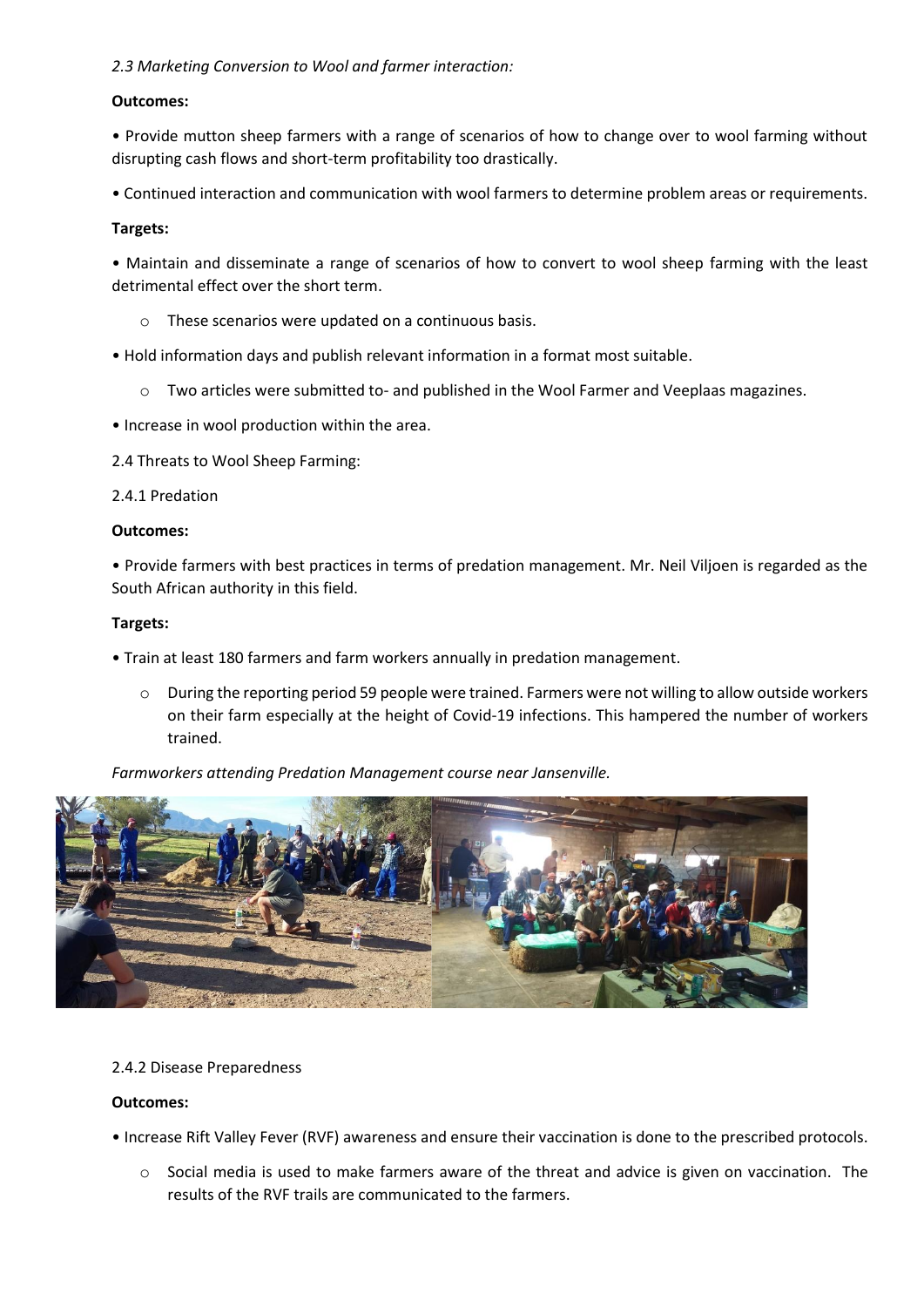*2.3 Marketing Conversion to Wool and farmer interaction:*

**Outcomes:**

- Provide mutton sheep farmers with a range of scenarios of how to change over to wool farming without disrupting cash flows and short-term profitability too drastically.
- Continued interaction and communication with wool farmers to determine problem areas or requirements.

**Targets:**

- Maintain and disseminate a range of scenarios of how to convert to wool sheep farming with the least detrimental effect over the short term.
    - These scenarios were updated on a continuous basis.
- Hold information days and publish relevant information in a format most suitable.
    - Two articles were submitted to- and published in the Wool Farmer and Veeplaas magazines.
- Increase in wool production within the area.

2.4 Threats to Wool Sheep Farming:

2.4.1 Predation

**Outcomes:**

- Provide farmers with best practices in terms of predation management. Mr. Neil Viljoen is regarded as the South African authority in this field.

**Targets:**

- Train at least 180 farmers and farm workers annually in predation management.
    - During the reporting period 59 people were trained. Farmers were not willing to allow outside workers on their farm especially at the height of Covid-19 infections. This hampered the number of workers trained.

*Farmworkers attending Predation Management course near Jansenville.*

2.4.2 Disease Preparedness

**Outcomes:**

- Increase Rift Valley Fever (RVF) awareness and ensure their vaccination is done to the prescribed protocols.
    - Social media is used to make farmers aware of the threat and advice is given on vaccination. The results of the RVF trails are communicated to the farmers.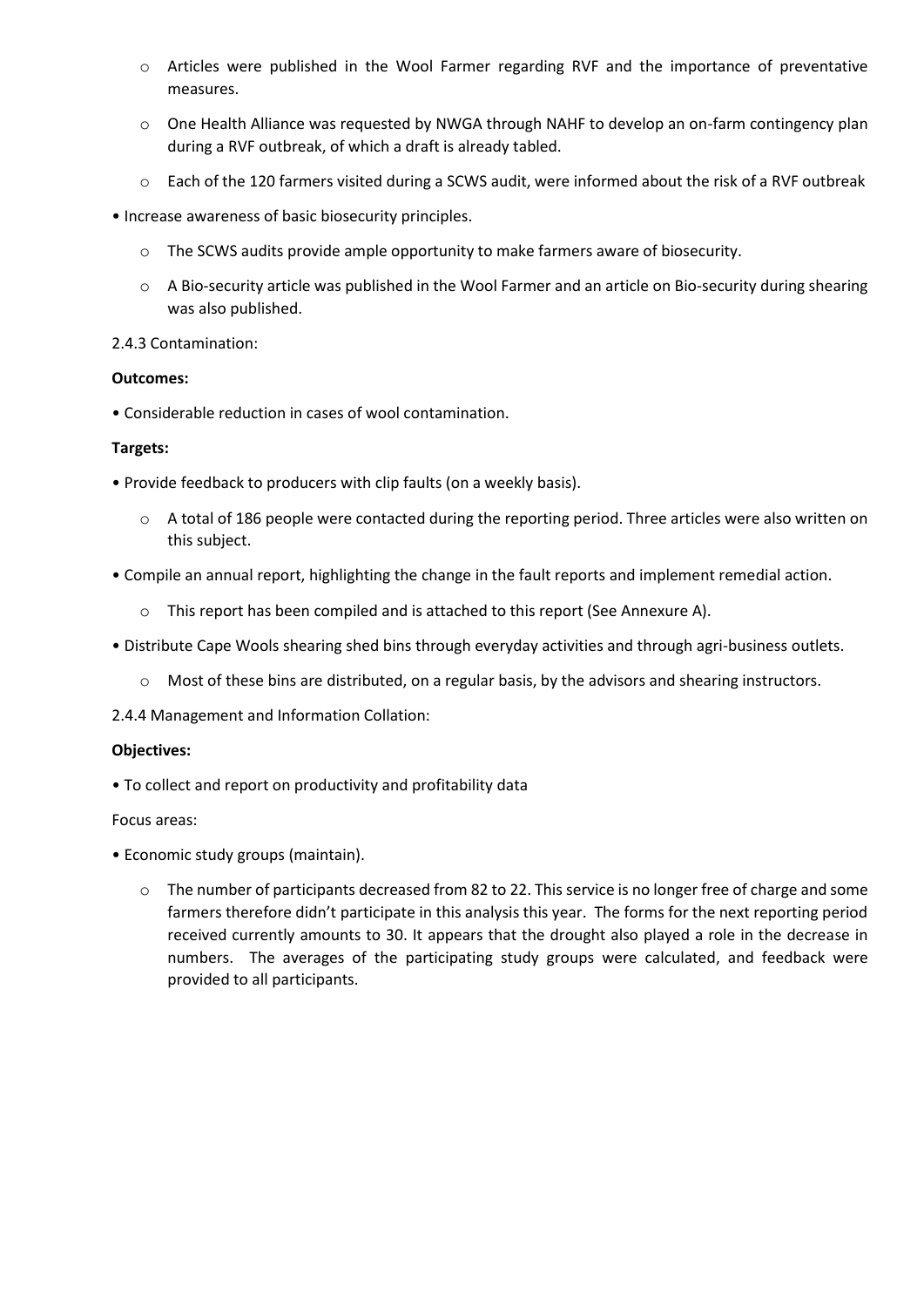- Articles were published in the Wool Farmer regarding RVF and the importance of preventative measures.
  - One Health Alliance was requested by NWGA through NAHF to develop an on-farm contingency plan during a RVF outbreak, of which a draft is already tabled.
  - Each of the 120 farmers visited during a SCWS audit, were informed about the risk of a RVF outbreak

- Increase awareness of basic biosecurity principles.
  - The SCWS audits provide ample opportunity to make farmers aware of biosecurity.
  - A Bio-security article was published in the Wool Farmer and an article on Bio-security during shearing was also published.

2.4.3 Contamination:

**Outcomes:**

- Considerable reduction in cases of wool contamination.

**Targets:**

- Provide feedback to producers with clip faults (on a weekly basis).
  - A total of 186 people were contacted during the reporting period. Three articles were also written on this subject.
- Compile an annual report, highlighting the change in the fault reports and implement remedial action.
  - This report has been compiled and is attached to this report (See Annexure A).
- Distribute Cape Wools shearing shed bins through everyday activities and through agri-business outlets.
  - Most of these bins are distributed, on a regular basis, by the advisors and shearing instructors.

2.4.4 Management and Information Collation:

**Objectives:**

- To collect and report on productivity and profitability data

Focus areas:

- Economic study groups (maintain).
  - The number of participants decreased from 82 to 22. This service is no longer free of charge and some farmers therefore didn't participate in this analysis this year. The forms for the next reporting period received currently amounts to 30. It appears that the drought also played a role in the decrease in numbers. The averages of the participating study groups were calculated, and feedback were provided to all participants.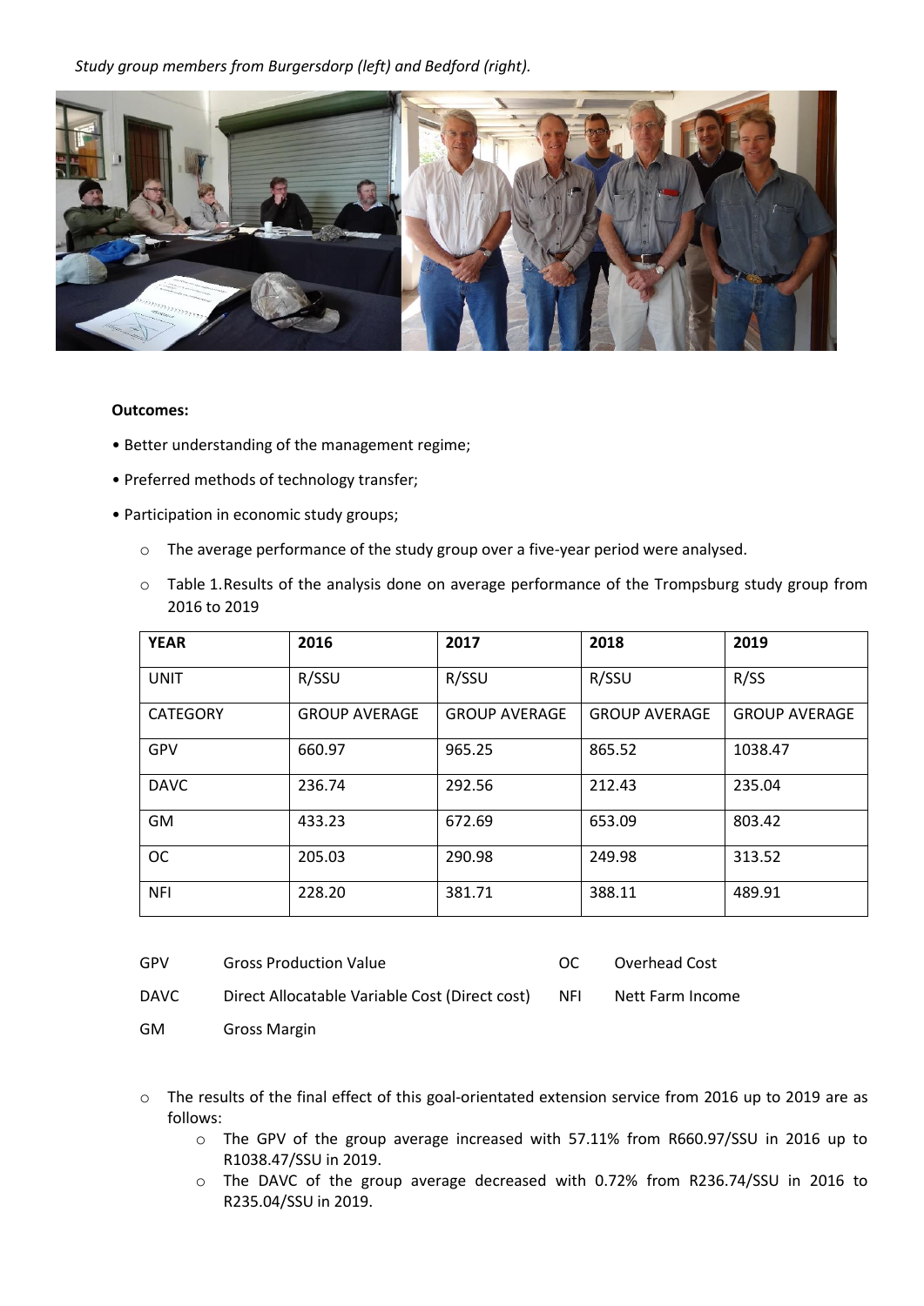*Study group members from Burgersdorp (left) and Bedford (right).*

**Outcomes:**

- Better understanding of the management regime;
- Preferred methods of technology transfer;
- Participation in economic study groups;
    - The average performance of the study group over a five-year period were analysed.
    - Table 1.Results of the analysis done on average performance of the Trompsburg study group from 2016 to 2019

| YEAR | 2016 | 2017 | 2018 | 2019 |
|---|---|---|---|---|
| UNIT | R/SSU | R/SSU | R/SSU | R/SS |
| CATEGORY | GROUP AVERAGE | GROUP AVERAGE | GROUP AVERAGE | GROUP AVERAGE |
| GPV | 660.97 | 965.25 | 865.52 | 1038.47 |
| DAVC | 236.74 | 292.56 | 212.43 | 235.04 |
| GM | 433.23 | 672.69 | 653.09 | 803.42 |
| OC | 205.03 | 290.98 | 249.98 | 313.52 |
| NFI | 228.20 | 381.71 | 388.11 | 489.91 |

| | | | |
|---|---|---|---|
| GPV | Gross Production Value | OC | Overhead Cost |
| DAVC | Direct Allocatable Variable Cost (Direct cost) | NFI | Nett Farm Income |
| GM | Gross Margin | | |

- The results of the final effect of this goal-orientated extension service from 2016 up to 2019 are as follows:
    - The GPV of the group average increased with 57.11% from R660.97/SSU in 2016 up to R1038.47/SSU in 2019.
    - The DAVC of the group average decreased with 0.72% from R236.74/SSU in 2016 to R235.04/SSU in 2019.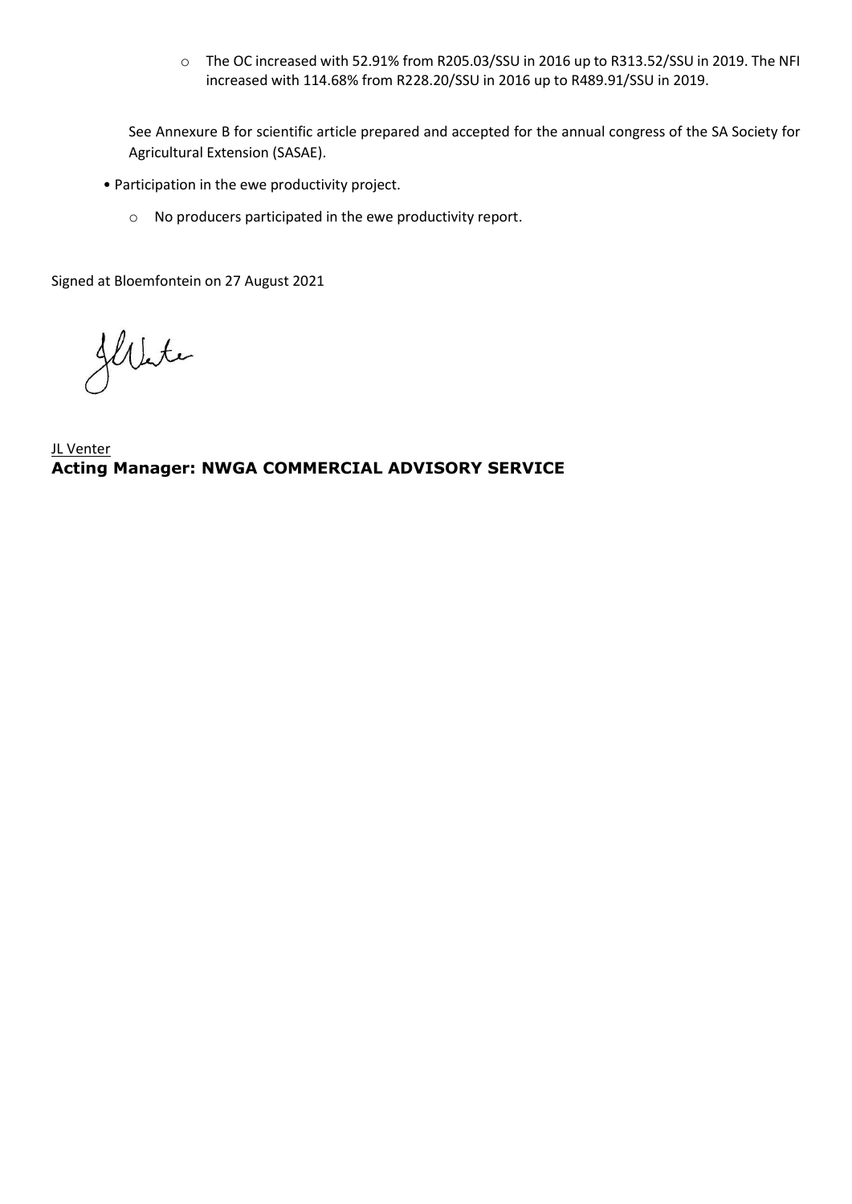- The OC increased with 52.91% from R205.03/SSU in 2016 up to R313.52/SSU in 2019. The NFI increased with 114.68% from R228.20/SSU in 2016 up to R489.91/SSU in 2019.

See Annexure B for scientific article prepared and accepted for the annual congress of the SA Society for Agricultural Extension (SASAE).

- Participation in the ewe productivity project.
  - No producers participated in the ewe productivity report.

Signed at Bloemfontein on 27 August 2021

JL Venter
**Acting Manager: NWGA COMMERCIAL ADVISORY SERVICE**